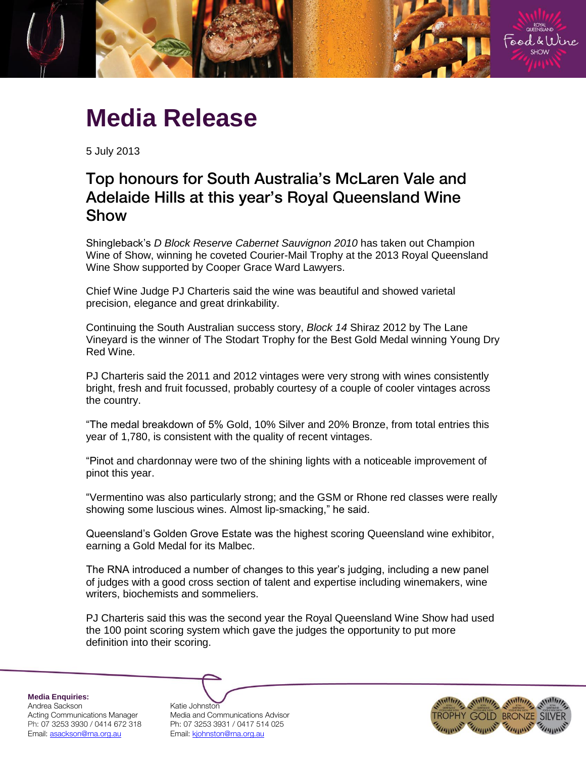# Media Release

5 July 2013

## Top honours for South Australia's McLaren Vale and Adelaide Hills at this year's Royal Queensland Wine Show

Shingleback's *D Block Reserve Cabernet Sauvignon 2010* has taken out Champion Wine of Show, winning he coveted Courier-Mail Trophy at the 2013 Royal Queensland Wine Show supported by Cooper Grace Ward Lawyers.

Chief Wine Judge PJ Charteris said the wine was beautiful and showed varietal precision, elegance and great drinkability.

Continuing the South Australian success story, *Block 14* Shiraz 2012 by The Lane Vineyard is the winner of The Stodart Trophy for the Best Gold Medal winning Young Dry Red Wine.

PJ Charteris said the 2011 and 2012 vintages were very strong with wines consistently bright, fresh and fruit focussed, probably courtesy of a couple of cooler vintages across the country.

"The medal breakdown of 5% Gold, 10% Silver and 20% Bronze, from total entries this year of 1,780, is consistent with the quality of recent vintages.

"Pinot and chardonnay were two of the shining lights with a noticeable improvement of pinot this year.

"Vermentino was also particularly strong; and the GSM or Rhone red classes were really showing some luscious wines. Almost lip-smacking," he said.

Queensland's Golden Grove Estate was the highest scoring Queensland wine exhibitor, earning a Gold Medal for its Malbec.

The RNA introduced a number of changes to this year's judging, including a new panel of judges with a good cross section of talent and expertise including winemakers, wine writers, biochemists and sommeliers.

PJ Charteris said this was the second year the Royal Queensland Wine Show had used the 100 point scoring system which gave the judges the opportunity to put more definition into their scoring.

**Media Enquiries:**

Andrea Sackson
Acting Communications Manager
Ph: 07 3253 3930 / 0414 672 318
Email: asackson@rna.org.au

Katie Johnston
Media and Communications Advisor
Ph: 07 3253 3931 / 0417 514 025
Email: kjohnston@rna.org.au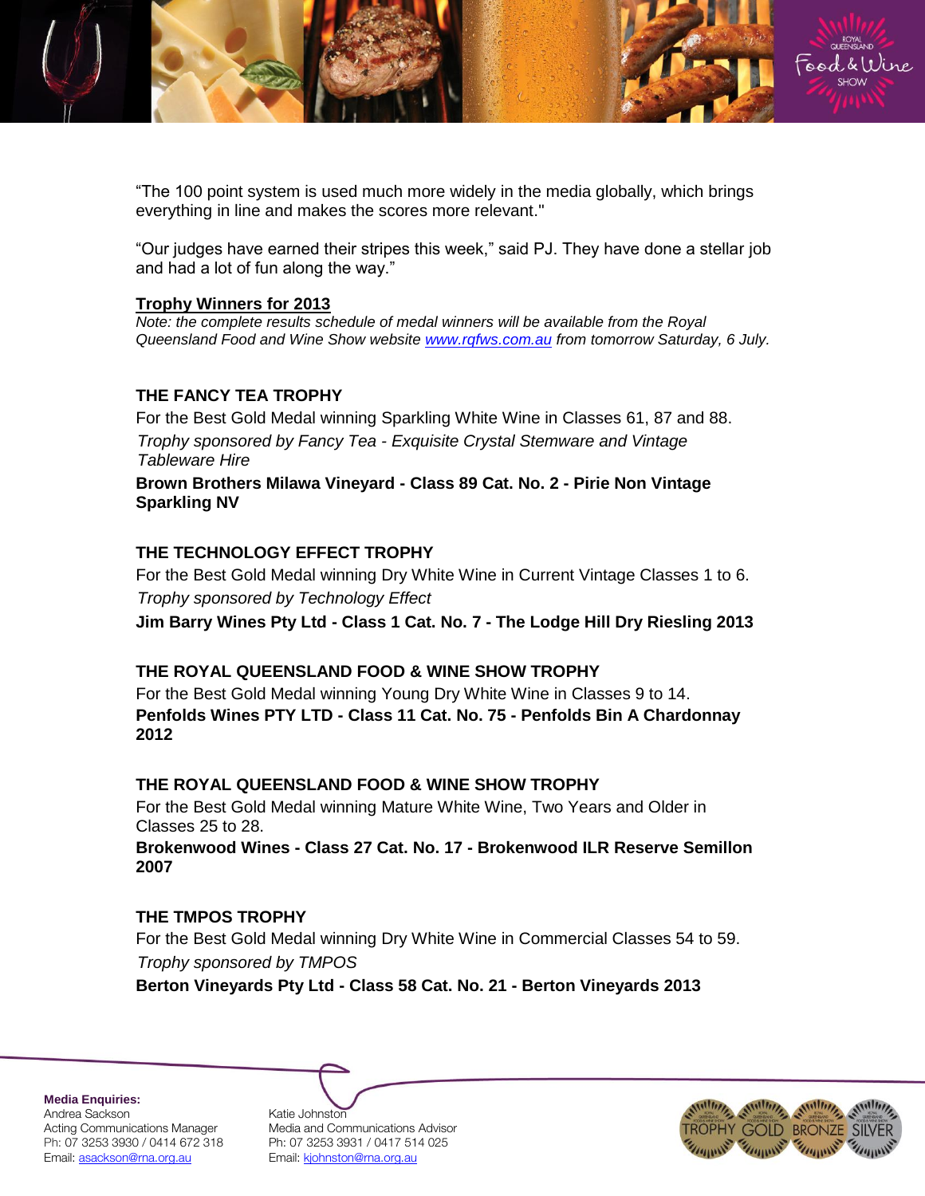"The 100 point system is used much more widely in the media globally, which brings everything in line and makes the scores more relevant."

"Our judges have earned their stripes this week," said PJ. They have done a stellar job and had a lot of fun along the way."

**Trophy Winners for 2013**

*Note: the complete results schedule of medal winners will be available from the Royal Queensland Food and Wine Show website [www.rqfws.com.au](http://www.rqfws.com.au) from tomorrow Saturday, 6 July.*

### THE FANCY TEA TROPHY

For the Best Gold Medal winning Sparkling White Wine in Classes 61, 87 and 88.

*Trophy sponsored by Fancy Tea - Exquisite Crystal Stemware and Vintage Tableware Hire*

**Brown Brothers Milawa Vineyard - Class 89 Cat. No. 2 - Pirie Non Vintage Sparkling NV**

### THE TECHNOLOGY EFFECT TROPHY

For the Best Gold Medal winning Dry White Wine in Current Vintage Classes 1 to 6.

*Trophy sponsored by Technology Effect*

**Jim Barry Wines Pty Ltd - Class 1 Cat. No. 7 - The Lodge Hill Dry Riesling 2013**

### THE ROYAL QUEENSLAND FOOD & WINE SHOW TROPHY

For the Best Gold Medal winning Young Dry White Wine in Classes 9 to 14.

**Penfolds Wines PTY LTD - Class 11 Cat. No. 75 - Penfolds Bin A Chardonnay 2012**

### THE ROYAL QUEENSLAND FOOD & WINE SHOW TROPHY

For the Best Gold Medal winning Mature White Wine, Two Years and Older in Classes 25 to 28.

**Brokenwood Wines - Class 27 Cat. No. 17 - Brokenwood ILR Reserve Semillon 2007**

### THE TMPOS TROPHY

For the Best Gold Medal winning Dry White Wine in Commercial Classes 54 to 59.

*Trophy sponsored by TMPOS*

**Berton Vineyards Pty Ltd - Class 58 Cat. No. 21 - Berton Vineyards 2013**

**Media Enquiries:**

Andrea Sackson
Acting Communications Manager
Ph: 07 3253 3930 / 0414 672 318
Email: [asackson@rna.org.au](mailto:asackson@rna.org.au)

Katie Johnston
Media and Communications Advisor
Ph: 07 3253 3931 / 0417 514 025
Email: [kjohnston@rna.org.au](mailto:kjohnston@rna.org.au)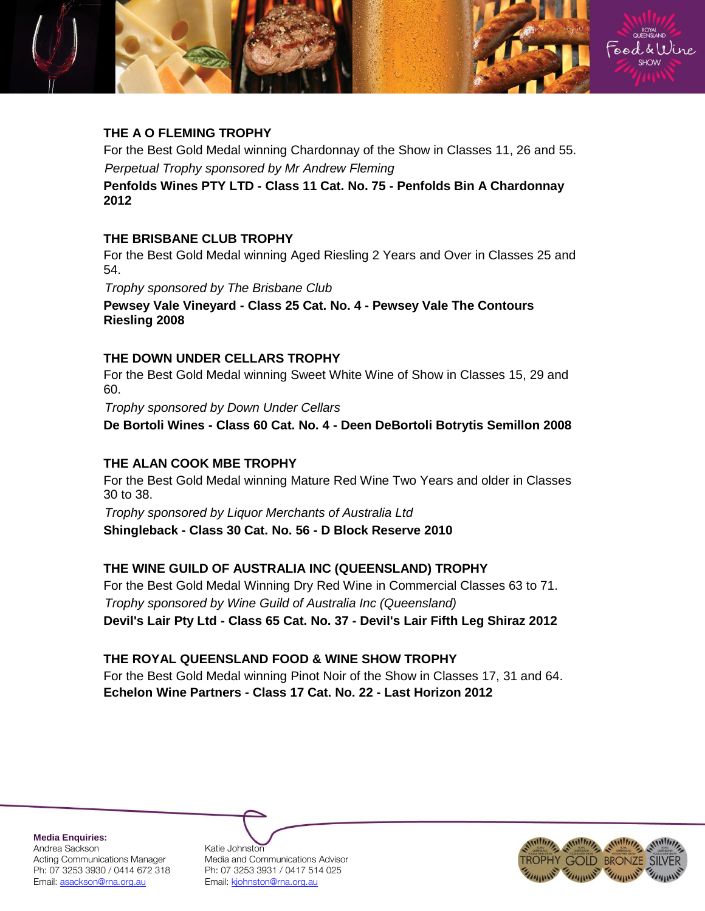### THE A O FLEMING TROPHY

For the Best Gold Medal winning Chardonnay of the Show in Classes 11, 26 and 55.

*Perpetual Trophy sponsored by Mr Andrew Fleming*

**Penfolds Wines PTY LTD - Class 11 Cat. No. 75 - Penfolds Bin A Chardonnay 2012**

### THE BRISBANE CLUB TROPHY

For the Best Gold Medal winning Aged Riesling 2 Years and Over in Classes 25 and 54.

*Trophy sponsored by The Brisbane Club*

**Pewsey Vale Vineyard - Class 25 Cat. No. 4 - Pewsey Vale The Contours Riesling 2008**

### THE DOWN UNDER CELLARS TROPHY

For the Best Gold Medal winning Sweet White Wine of Show in Classes 15, 29 and 60.

*Trophy sponsored by Down Under Cellars*

**De Bortoli Wines - Class 60 Cat. No. 4 - Deen DeBortoli Botrytis Semillon 2008**

### THE ALAN COOK MBE TROPHY

For the Best Gold Medal winning Mature Red Wine Two Years and older in Classes 30 to 38.

*Trophy sponsored by Liquor Merchants of Australia Ltd*

**Shingleback - Class 30 Cat. No. 56 - D Block Reserve 2010**

### THE WINE GUILD OF AUSTRALIA INC (QUEENSLAND) TROPHY

For the Best Gold Medal Winning Dry Red Wine in Commercial Classes 63 to 71.

*Trophy sponsored by Wine Guild of Australia Inc (Queensland)*

**Devil's Lair Pty Ltd - Class 65 Cat. No. 37 - Devil's Lair Fifth Leg Shiraz 2012**

### THE ROYAL QUEENSLAND FOOD & WINE SHOW TROPHY

For the Best Gold Medal winning Pinot Noir of the Show in Classes 17, 31 and 64.

**Echelon Wine Partners - Class 17 Cat. No. 22 - Last Horizon 2012**

**Media Enquiries:**

Andrea Sackson
Acting Communications Manager
Ph: 07 3253 3930 / 0414 672 318
Email: asackson@rna.org.au

Katie Johnston
Media and Communications Advisor
Ph: 07 3253 3931 / 0417 514 025
Email: kjohnston@rna.org.au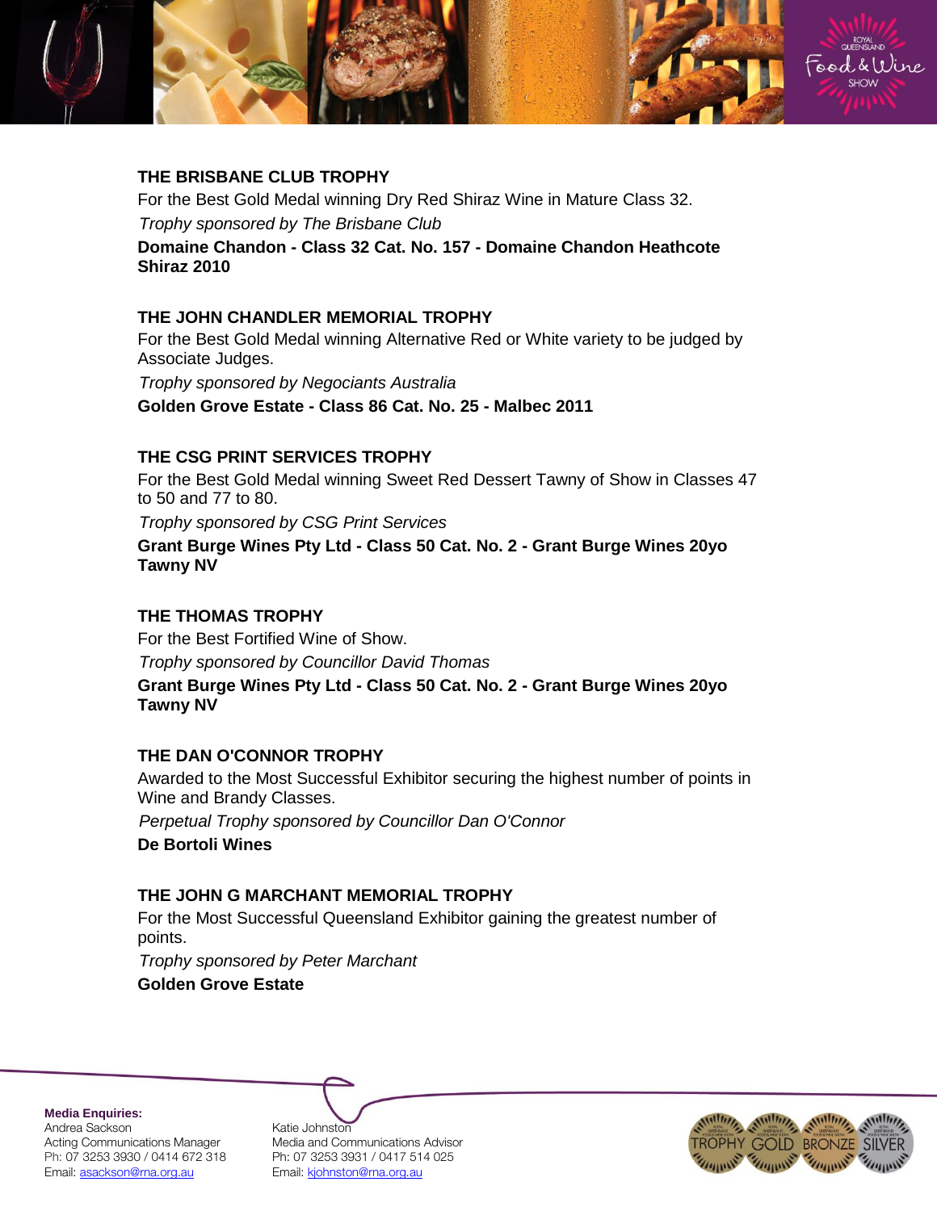### THE BRISBANE CLUB TROPHY

For the Best Gold Medal winning Dry Red Shiraz Wine in Mature Class 32.

*Trophy sponsored by The Brisbane Club*

**Domaine Chandon - Class 32 Cat. No. 157 - Domaine Chandon Heathcote Shiraz 2010**

### THE JOHN CHANDLER MEMORIAL TROPHY

For the Best Gold Medal winning Alternative Red or White variety to be judged by Associate Judges.

*Trophy sponsored by Negociants Australia*

**Golden Grove Estate - Class 86 Cat. No. 25 - Malbec 2011**

### THE CSG PRINT SERVICES TROPHY

For the Best Gold Medal winning Sweet Red Dessert Tawny of Show in Classes 47 to 50 and 77 to 80.

*Trophy sponsored by CSG Print Services*

**Grant Burge Wines Pty Ltd - Class 50 Cat. No. 2 - Grant Burge Wines 20yo Tawny NV**

### THE THOMAS TROPHY

For the Best Fortified Wine of Show.

*Trophy sponsored by Councillor David Thomas*

**Grant Burge Wines Pty Ltd - Class 50 Cat. No. 2 - Grant Burge Wines 20yo Tawny NV**

### THE DAN O'CONNOR TROPHY

Awarded to the Most Successful Exhibitor securing the highest number of points in Wine and Brandy Classes.

*Perpetual Trophy sponsored by Councillor Dan O'Connor*

**De Bortoli Wines**

### THE JOHN G MARCHANT MEMORIAL TROPHY

For the Most Successful Queensland Exhibitor gaining the greatest number of points.

*Trophy sponsored by Peter Marchant*

**Golden Grove Estate**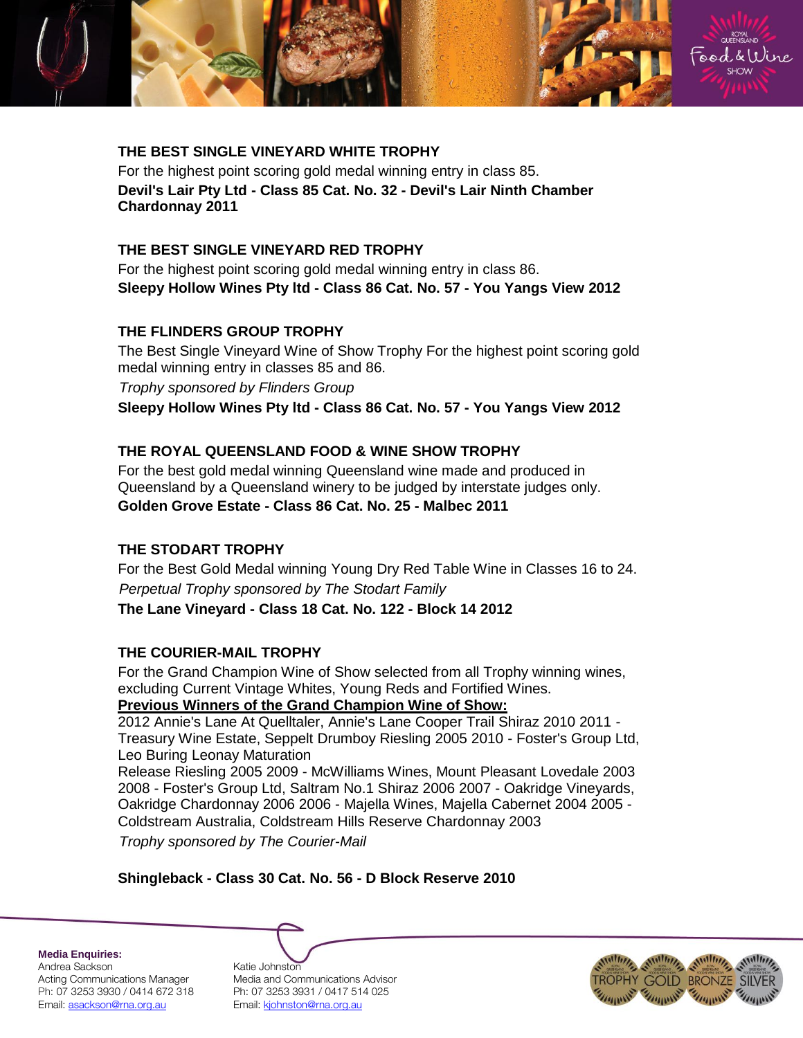### THE BEST SINGLE VINEYARD WHITE TROPHY

For the highest point scoring gold medal winning entry in class 85.

**Devil's Lair Pty Ltd - Class 85 Cat. No. 32 - Devil's Lair Ninth Chamber Chardonnay 2011**

### THE BEST SINGLE VINEYARD RED TROPHY

For the highest point scoring gold medal winning entry in class 86.

**Sleepy Hollow Wines Pty ltd - Class 86 Cat. No. 57 - You Yangs View 2012**

### THE FLINDERS GROUP TROPHY

The Best Single Vineyard Wine of Show Trophy For the highest point scoring gold medal winning entry in classes 85 and 86.

*Trophy sponsored by Flinders Group*

**Sleepy Hollow Wines Pty ltd - Class 86 Cat. No. 57 - You Yangs View 2012**

### THE ROYAL QUEENSLAND FOOD & WINE SHOW TROPHY

For the best gold medal winning Queensland wine made and produced in Queensland by a Queensland winery to be judged by interstate judges only.

**Golden Grove Estate - Class 86 Cat. No. 25 - Malbec 2011**

### THE STODART TROPHY

For the Best Gold Medal winning Young Dry Red Table Wine in Classes 16 to 24.

*Perpetual Trophy sponsored by The Stodart Family*

**The Lane Vineyard - Class 18 Cat. No. 122 - Block 14 2012**

### THE COURIER-MAIL TROPHY

For the Grand Champion Wine of Show selected from all Trophy winning wines, excluding Current Vintage Whites, Young Reds and Fortified Wines.

**Previous Winners of the Grand Champion Wine of Show:**

2012 Annie's Lane At Quelltaler, Annie's Lane Cooper Trail Shiraz 2010 2011 - Treasury Wine Estate, Seppelt Drumboy Riesling 2005 2010 - Foster's Group Ltd, Leo Buring Leonay Maturation Release Riesling 2005 2009 - McWilliams Wines, Mount Pleasant Lovedale 2003 2008 - Foster's Group Ltd, Saltram No.1 Shiraz 2006 2007 - Oakridge Vineyards, Oakridge Chardonnay 2006 2006 - Majella Wines, Majella Cabernet 2004 2005 - Coldstream Australia, Coldstream Hills Reserve Chardonnay 2003

*Trophy sponsored by The Courier-Mail*

**Shingleback - Class 30 Cat. No. 56 - D Block Reserve 2010**

**Media Enquiries:**

Andrea Sackson
Acting Communications Manager
Ph: 07 3253 3930 / 0414 672 318
Email: asackson@rna.org.au

Katie Johnston
Media and Communications Advisor
Ph: 07 3253 3931 / 0417 514 025
Email: kjohnston@rna.org.au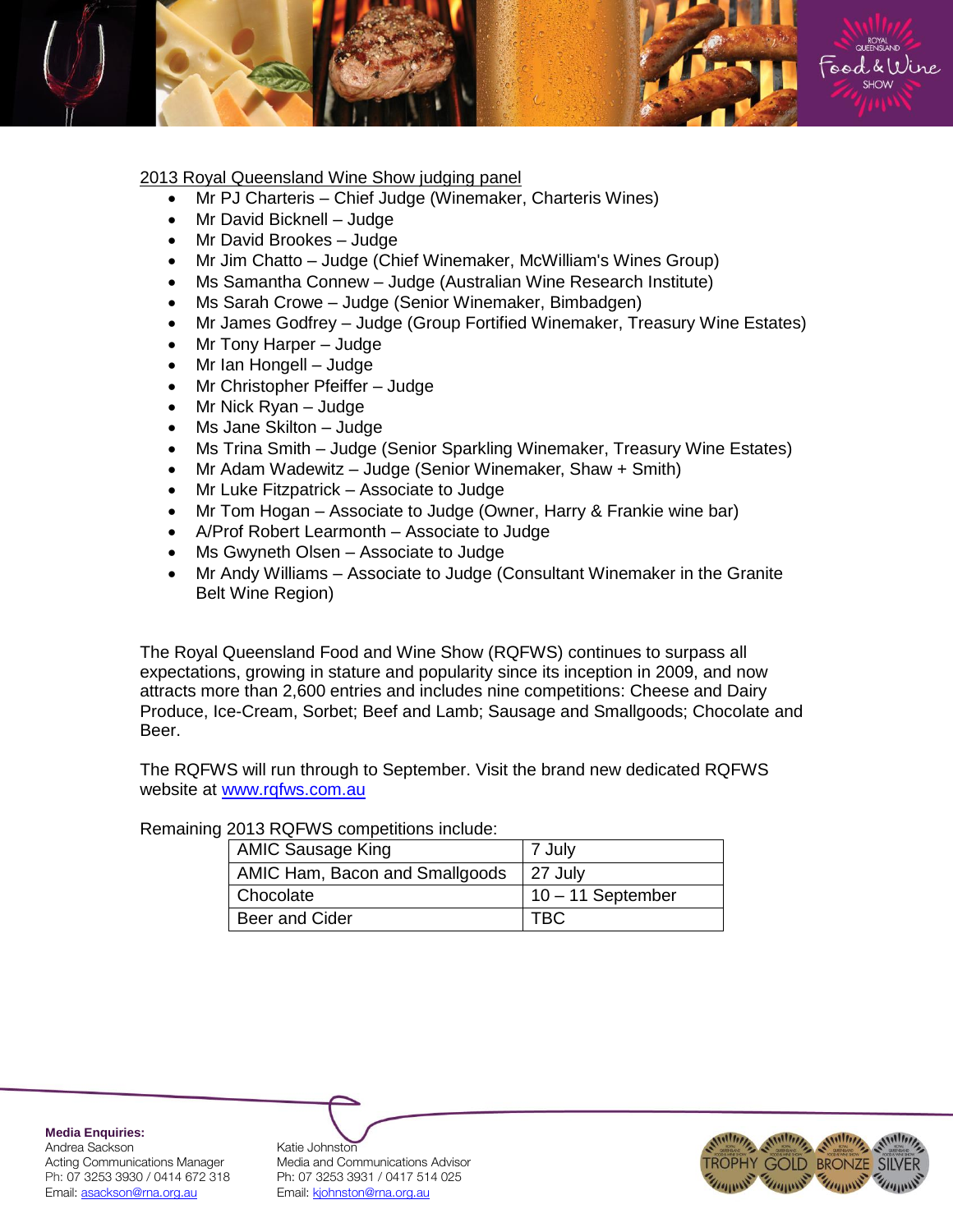2013 Royal Queensland Wine Show judging panel

- Mr PJ Charteris – Chief Judge (Winemaker, Charteris Wines)
- Mr David Bicknell – Judge
- Mr David Brookes – Judge
- Mr Jim Chatto – Judge (Chief Winemaker, McWilliam's Wines Group)
- Ms Samantha Connew – Judge (Australian Wine Research Institute)
- Ms Sarah Crowe – Judge (Senior Winemaker, Bimbadgen)
- Mr James Godfrey – Judge (Group Fortified Winemaker, Treasury Wine Estates)
- Mr Tony Harper – Judge
- Mr Ian Hongell – Judge
- Mr Christopher Pfeiffer – Judge
- Mr Nick Ryan – Judge
- Ms Jane Skilton – Judge
- Ms Trina Smith – Judge (Senior Sparkling Winemaker, Treasury Wine Estates)
- Mr Adam Wadewitz – Judge (Senior Winemaker, Shaw + Smith)
- Mr Luke Fitzpatrick – Associate to Judge
- Mr Tom Hogan – Associate to Judge (Owner, Harry & Frankie wine bar)
- A/Prof Robert Learmonth – Associate to Judge
- Ms Gwyneth Olsen – Associate to Judge
- Mr Andy Williams – Associate to Judge (Consultant Winemaker in the Granite Belt Wine Region)

The Royal Queensland Food and Wine Show (RQFWS) continues to surpass all expectations, growing in stature and popularity since its inception in 2009, and now attracts more than 2,600 entries and includes nine competitions: Cheese and Dairy Produce, Ice-Cream, Sorbet; Beef and Lamb; Sausage and Smallgoods; Chocolate and Beer.

The RQFWS will run through to September. Visit the brand new dedicated RQFWS website at www.rqfws.com.au

Remaining 2013 RQFWS competitions include:

| | |
|---|---|
| AMIC Sausage King | 7 July |
| AMIC Ham, Bacon and Smallgoods | 27 July |
| Chocolate | 10 – 11 September |
| Beer and Cider | TBC |

**Media Enquiries:**
Andrea Sackson
Acting Communications Manager
Ph: 07 3253 3930 / 0414 672 318
Email: asackson@rna.org.au

Katie Johnston
Media and Communications Advisor
Ph: 07 3253 3931 / 0417 514 025
Email: kjohnston@rna.org.au